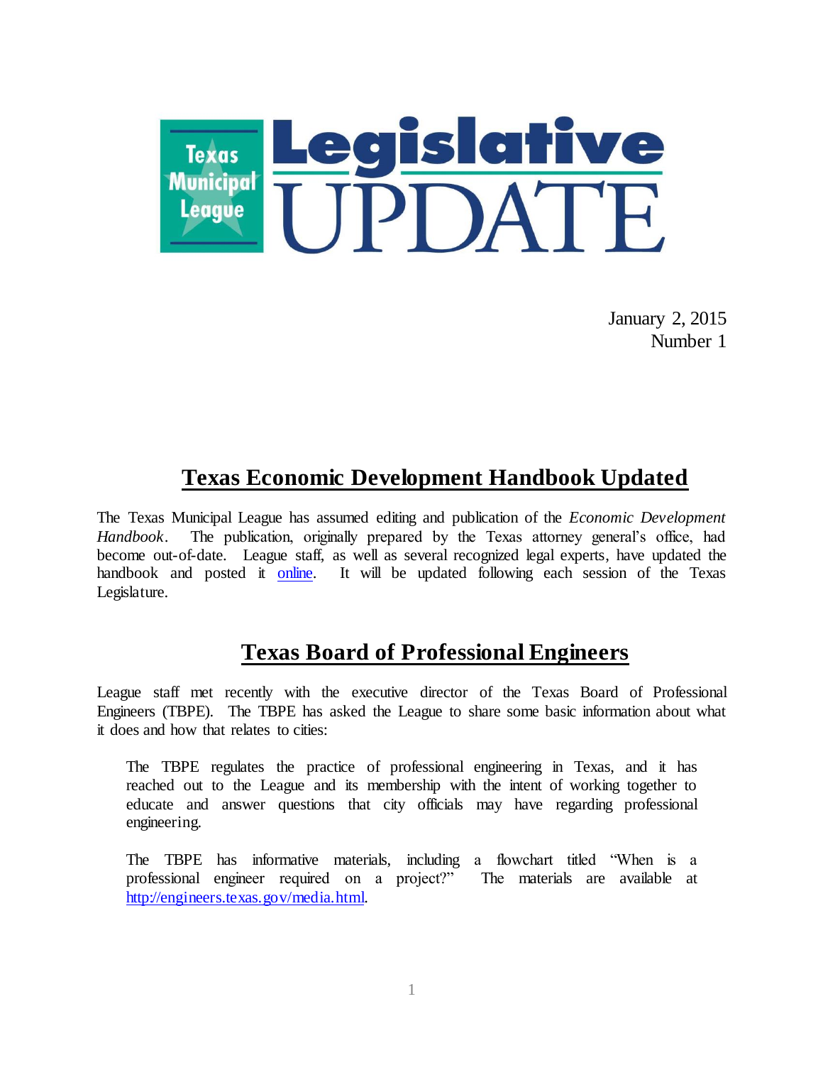# Texas Municipal League Legislative UPDATE

January 2, 2015
Number 1

## Texas Economic Development Handbook Updated

The Texas Municipal League has assumed editing and publication of the *Economic Development Handbook*. The publication, originally prepared by the Texas attorney general's office, had become out-of-date. League staff, as well as several recognized legal experts, have updated the handbook and posted it online. It will be updated following each session of the Texas Legislature.

## Texas Board of Professional Engineers

League staff met recently with the executive director of the Texas Board of Professional Engineers (TBPE). The TBPE has asked the League to share some basic information about what it does and how that relates to cities:

> The TBPE regulates the practice of professional engineering in Texas, and it has reached out to the League and its membership with the intent of working together to educate and answer questions that city officials may have regarding professional engineering.
>
> The TBPE has informative materials, including a flowchart titled "When is a professional engineer required on a project?" The materials are available at http://engineers.texas.gov/media.html.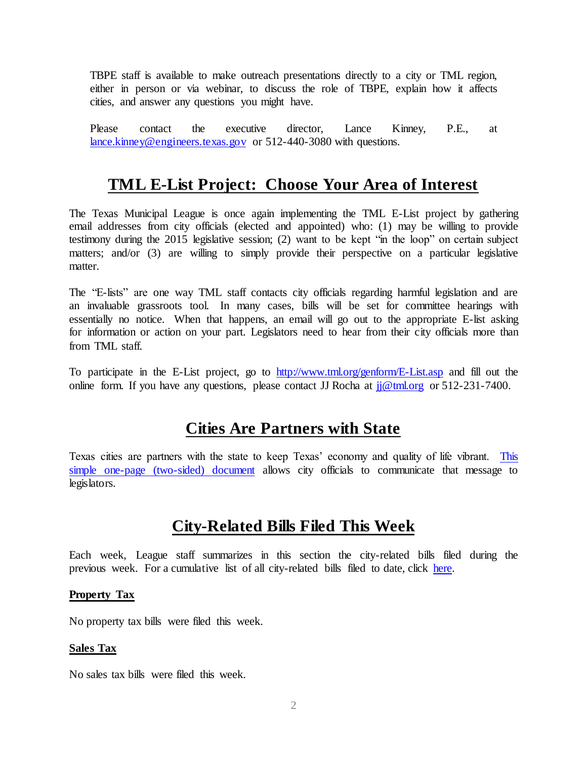TBPE staff is available to make outreach presentations directly to a city or TML region, either in person or via webinar, to discuss the role of TBPE, explain how it affects cities, and answer any questions you might have.

Please contact the executive director, Lance Kinney, P.E., at lance.kinney@engineers.texas.gov or 512-440-3080 with questions.

## TML E-List Project: Choose Your Area of Interest

The Texas Municipal League is once again implementing the TML E-List project by gathering email addresses from city officials (elected and appointed) who: (1) may be willing to provide testimony during the 2015 legislative session; (2) want to be kept "in the loop" on certain subject matters; and/or (3) are willing to simply provide their perspective on a particular legislative matter.

The "E-lists" are one way TML staff contacts city officials regarding harmful legislation and are an invaluable grassroots tool. In many cases, bills will be set for committee hearings with essentially no notice. When that happens, an email will go out to the appropriate E-list asking for information or action on your part. Legislators need to hear from their city officials more than from TML staff.

To participate in the E-List project, go to http://www.tml.org/genform/E-List.asp and fill out the online form. If you have any questions, please contact JJ Rocha at jj@tml.org or 512-231-7400.

## Cities Are Partners with State

Texas cities are partners with the state to keep Texas' economy and quality of life vibrant. This simple one-page (two-sided) document allows city officials to communicate that message to legislators.

## City-Related Bills Filed This Week

Each week, League staff summarizes in this section the city-related bills filed during the previous week. For a cumulative list of all city-related bills filed to date, click here.

### Property Tax

No property tax bills were filed this week.

### Sales Tax

No sales tax bills were filed this week.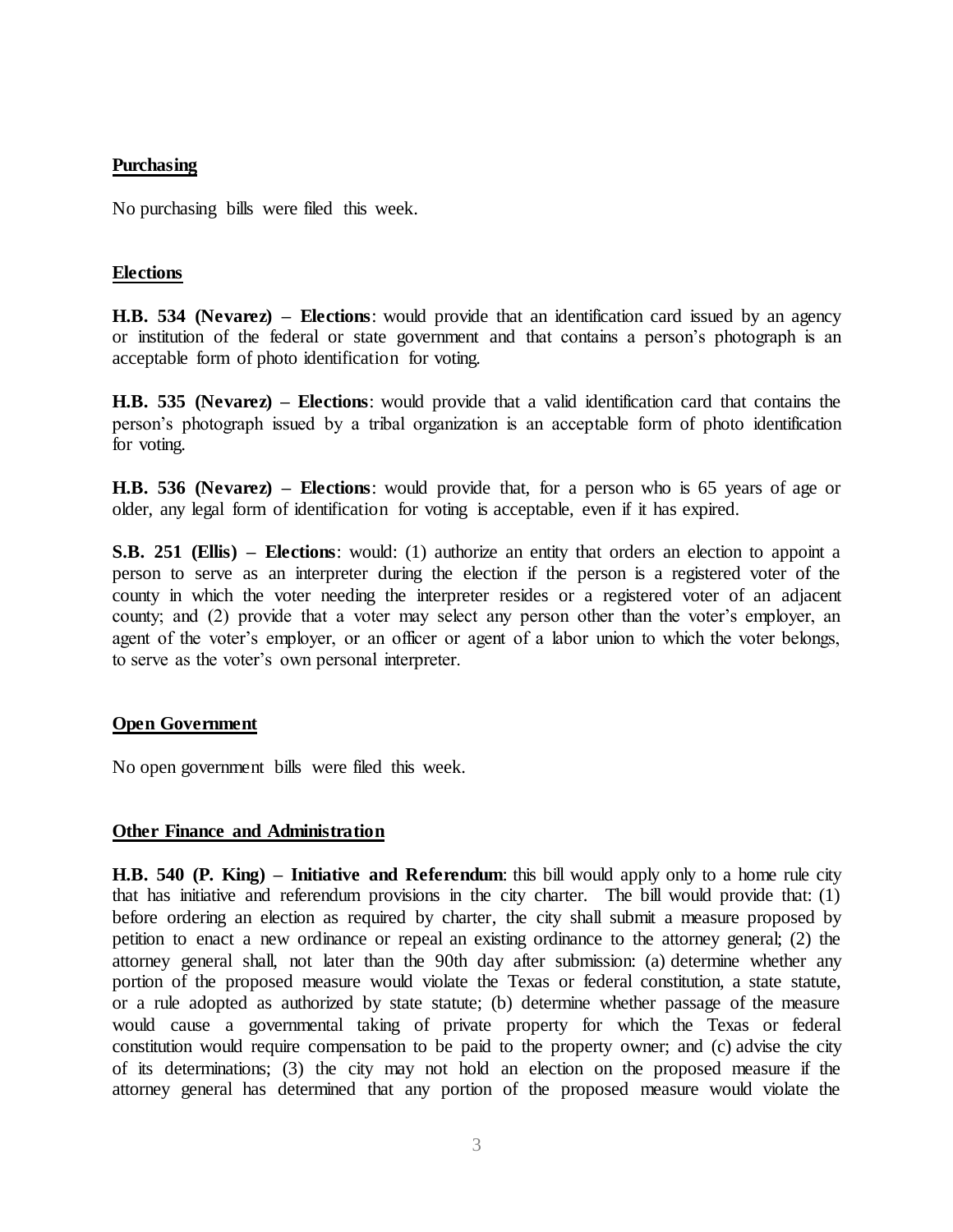**Purchasing**

No purchasing bills were filed this week.

**Elections**

**H.B. 534 (Nevarez) – Elections**: would provide that an identification card issued by an agency or institution of the federal or state government and that contains a person's photograph is an acceptable form of photo identification for voting.

**H.B. 535 (Nevarez) – Elections**: would provide that a valid identification card that contains the person's photograph issued by a tribal organization is an acceptable form of photo identification for voting.

**H.B. 536 (Nevarez) – Elections**: would provide that, for a person who is 65 years of age or older, any legal form of identification for voting is acceptable, even if it has expired.

**S.B. 251 (Ellis) – Elections**: would: (1) authorize an entity that orders an election to appoint a person to serve as an interpreter during the election if the person is a registered voter of the county in which the voter needing the interpreter resides or a registered voter of an adjacent county; and (2) provide that a voter may select any person other than the voter's employer, an agent of the voter's employer, or an officer or agent of a labor union to which the voter belongs, to serve as the voter's own personal interpreter.

**Open Government**

No open government bills were filed this week.

**Other Finance and Administration**

**H.B. 540 (P. King) – Initiative and Referendum**: this bill would apply only to a home rule city that has initiative and referendum provisions in the city charter. The bill would provide that: (1) before ordering an election as required by charter, the city shall submit a measure proposed by petition to enact a new ordinance or repeal an existing ordinance to the attorney general; (2) the attorney general shall, not later than the 90th day after submission: (a) determine whether any portion of the proposed measure would violate the Texas or federal constitution, a state statute, or a rule adopted as authorized by state statute; (b) determine whether passage of the measure would cause a governmental taking of private property for which the Texas or federal constitution would require compensation to be paid to the property owner; and (c) advise the city of its determinations; (3) the city may not hold an election on the proposed measure if the attorney general has determined that any portion of the proposed measure would violate the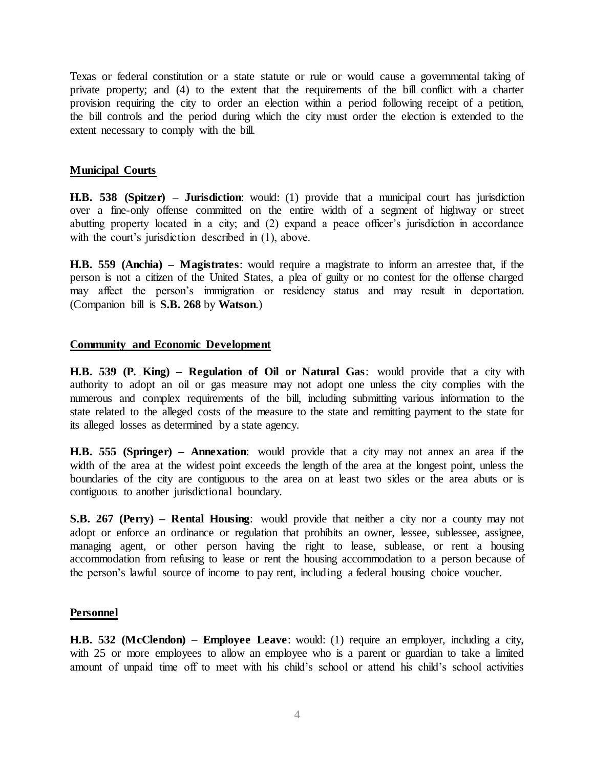Texas or federal constitution or a state statute or rule or would cause a governmental taking of private property; and (4) to the extent that the requirements of the bill conflict with a charter provision requiring the city to order an election within a period following receipt of a petition, the bill controls and the period during which the city must order the election is extended to the extent necessary to comply with the bill.

**Municipal Courts**

**H.B. 538 (Spitzer) – Jurisdiction**: would: (1) provide that a municipal court has jurisdiction over a fine-only offense committed on the entire width of a segment of highway or street abutting property located in a city; and (2) expand a peace officer's jurisdiction in accordance with the court's jurisdiction described in (1), above.

**H.B. 559 (Anchia) – Magistrates**: would require a magistrate to inform an arrestee that, if the person is not a citizen of the United States, a plea of guilty or no contest for the offense charged may affect the person's immigration or residency status and may result in deportation. (Companion bill is **S.B. 268** by **Watson**.)

**Community and Economic Development**

**H.B. 539 (P. King) – Regulation of Oil or Natural Gas**: would provide that a city with authority to adopt an oil or gas measure may not adopt one unless the city complies with the numerous and complex requirements of the bill, including submitting various information to the state related to the alleged costs of the measure to the state and remitting payment to the state for its alleged losses as determined by a state agency.

**H.B. 555 (Springer) – Annexation**: would provide that a city may not annex an area if the width of the area at the widest point exceeds the length of the area at the longest point, unless the boundaries of the city are contiguous to the area on at least two sides or the area abuts or is contiguous to another jurisdictional boundary.

**S.B. 267 (Perry) – Rental Housing**: would provide that neither a city nor a county may not adopt or enforce an ordinance or regulation that prohibits an owner, lessee, sublessee, assignee, managing agent, or other person having the right to lease, sublease, or rent a housing accommodation from refusing to lease or rent the housing accommodation to a person because of the person's lawful source of income to pay rent, including a federal housing choice voucher.

**Personnel**

**H.B. 532 (McClendon)** – **Employee Leave**: would: (1) require an employer, including a city, with 25 or more employees to allow an employee who is a parent or guardian to take a limited amount of unpaid time off to meet with his child's school or attend his child's school activities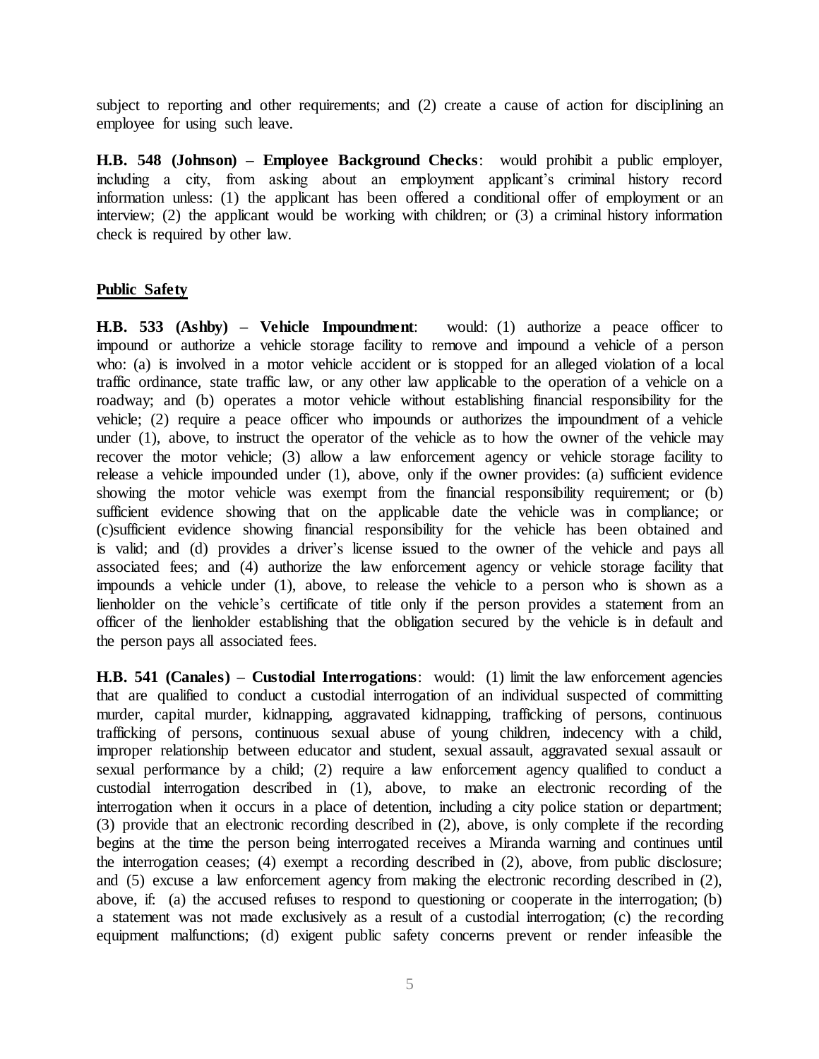subject to reporting and other requirements; and (2) create a cause of action for disciplining an employee for using such leave.

**H.B. 548 (Johnson) – Employee Background Checks**: would prohibit a public employer, including a city, from asking about an employment applicant's criminal history record information unless: (1) the applicant has been offered a conditional offer of employment or an interview; (2) the applicant would be working with children; or (3) a criminal history information check is required by other law.

**Public Safety**

**H.B. 533 (Ashby) – Vehicle Impoundment**: would: (1) authorize a peace officer to impound or authorize a vehicle storage facility to remove and impound a vehicle of a person who: (a) is involved in a motor vehicle accident or is stopped for an alleged violation of a local traffic ordinance, state traffic law, or any other law applicable to the operation of a vehicle on a roadway; and (b) operates a motor vehicle without establishing financial responsibility for the vehicle; (2) require a peace officer who impounds or authorizes the impoundment of a vehicle under (1), above, to instruct the operator of the vehicle as to how the owner of the vehicle may recover the motor vehicle; (3) allow a law enforcement agency or vehicle storage facility to release a vehicle impounded under (1), above, only if the owner provides: (a) sufficient evidence showing the motor vehicle was exempt from the financial responsibility requirement; or (b) sufficient evidence showing that on the applicable date the vehicle was in compliance; or (c)sufficient evidence showing financial responsibility for the vehicle has been obtained and is valid; and (d) provides a driver's license issued to the owner of the vehicle and pays all associated fees; and (4) authorize the law enforcement agency or vehicle storage facility that impounds a vehicle under (1), above, to release the vehicle to a person who is shown as a lienholder on the vehicle's certificate of title only if the person provides a statement from an officer of the lienholder establishing that the obligation secured by the vehicle is in default and the person pays all associated fees.

**H.B. 541 (Canales) – Custodial Interrogations**: would: (1) limit the law enforcement agencies that are qualified to conduct a custodial interrogation of an individual suspected of committing murder, capital murder, kidnapping, aggravated kidnapping, trafficking of persons, continuous trafficking of persons, continuous sexual abuse of young children, indecency with a child, improper relationship between educator and student, sexual assault, aggravated sexual assault or sexual performance by a child; (2) require a law enforcement agency qualified to conduct a custodial interrogation described in (1), above, to make an electronic recording of the interrogation when it occurs in a place of detention, including a city police station or department; (3) provide that an electronic recording described in (2), above, is only complete if the recording begins at the time the person being interrogated receives a Miranda warning and continues until the interrogation ceases; (4) exempt a recording described in (2), above, from public disclosure; and (5) excuse a law enforcement agency from making the electronic recording described in (2), above, if: (a) the accused refuses to respond to questioning or cooperate in the interrogation; (b) a statement was not made exclusively as a result of a custodial interrogation; (c) the recording equipment malfunctions; (d) exigent public safety concerns prevent or render infeasible the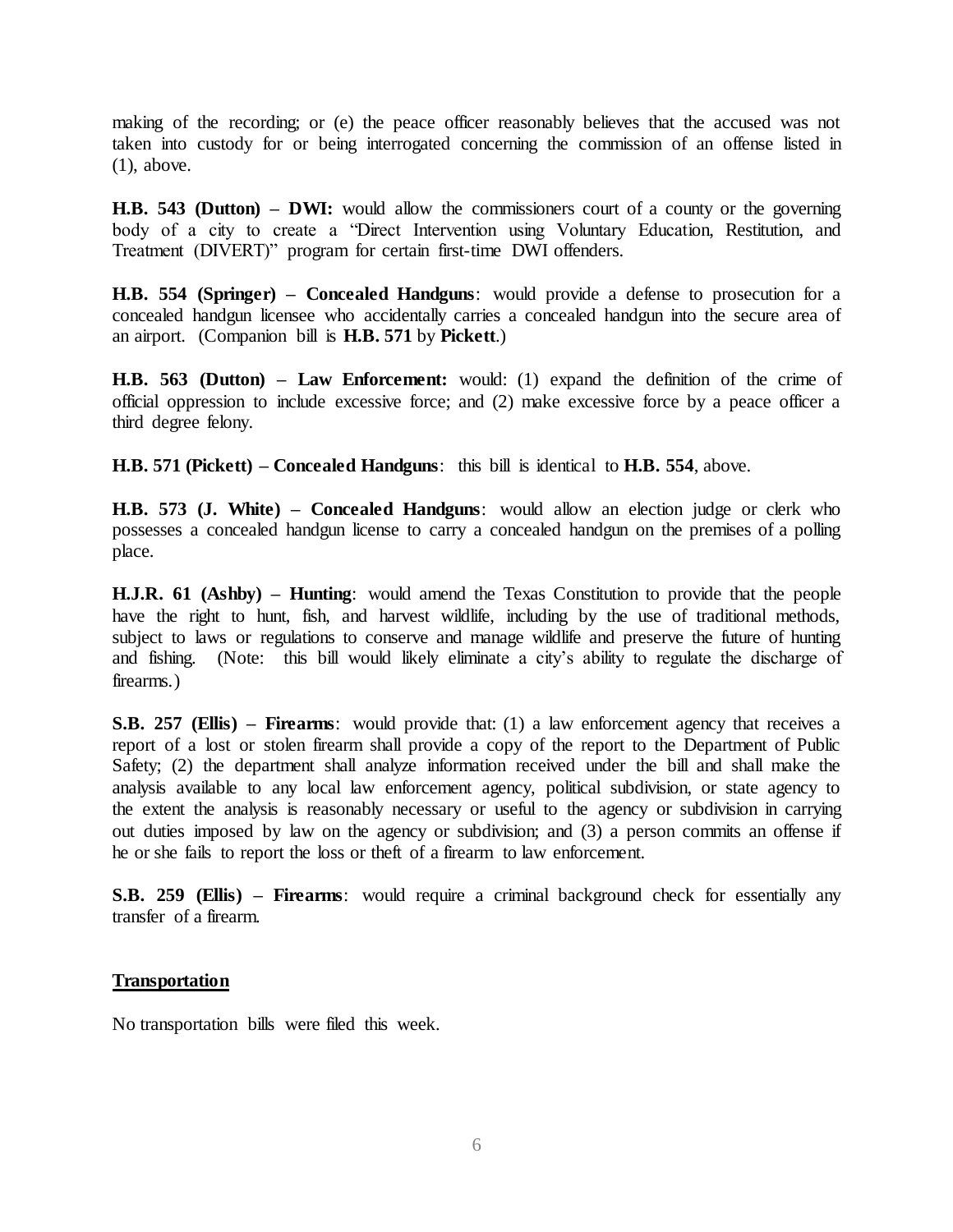making of the recording; or (e) the peace officer reasonably believes that the accused was not taken into custody for or being interrogated concerning the commission of an offense listed in (1), above.

**H.B. 543 (Dutton) – DWI:** would allow the commissioners court of a county or the governing body of a city to create a "Direct Intervention using Voluntary Education, Restitution, and Treatment (DIVERT)" program for certain first-time DWI offenders.

**H.B. 554 (Springer) – Concealed Handguns**: would provide a defense to prosecution for a concealed handgun licensee who accidentally carries a concealed handgun into the secure area of an airport. (Companion bill is **H.B. 571** by **Pickett**.)

**H.B. 563 (Dutton) – Law Enforcement:** would: (1) expand the definition of the crime of official oppression to include excessive force; and (2) make excessive force by a peace officer a third degree felony.

**H.B. 571 (Pickett) – Concealed Handguns**: this bill is identical to **H.B. 554**, above.

**H.B. 573 (J. White) – Concealed Handguns**: would allow an election judge or clerk who possesses a concealed handgun license to carry a concealed handgun on the premises of a polling place.

**H.J.R. 61 (Ashby) – Hunting**: would amend the Texas Constitution to provide that the people have the right to hunt, fish, and harvest wildlife, including by the use of traditional methods, subject to laws or regulations to conserve and manage wildlife and preserve the future of hunting and fishing. (Note: this bill would likely eliminate a city's ability to regulate the discharge of firearms.)

**S.B. 257 (Ellis) – Firearms**: would provide that: (1) a law enforcement agency that receives a report of a lost or stolen firearm shall provide a copy of the report to the Department of Public Safety; (2) the department shall analyze information received under the bill and shall make the analysis available to any local law enforcement agency, political subdivision, or state agency to the extent the analysis is reasonably necessary or useful to the agency or subdivision in carrying out duties imposed by law on the agency or subdivision; and (3) a person commits an offense if he or she fails to report the loss or theft of a firearm to law enforcement.

**S.B. 259 (Ellis) – Firearms**: would require a criminal background check for essentially any transfer of a firearm.

## Transportation

No transportation bills were filed this week.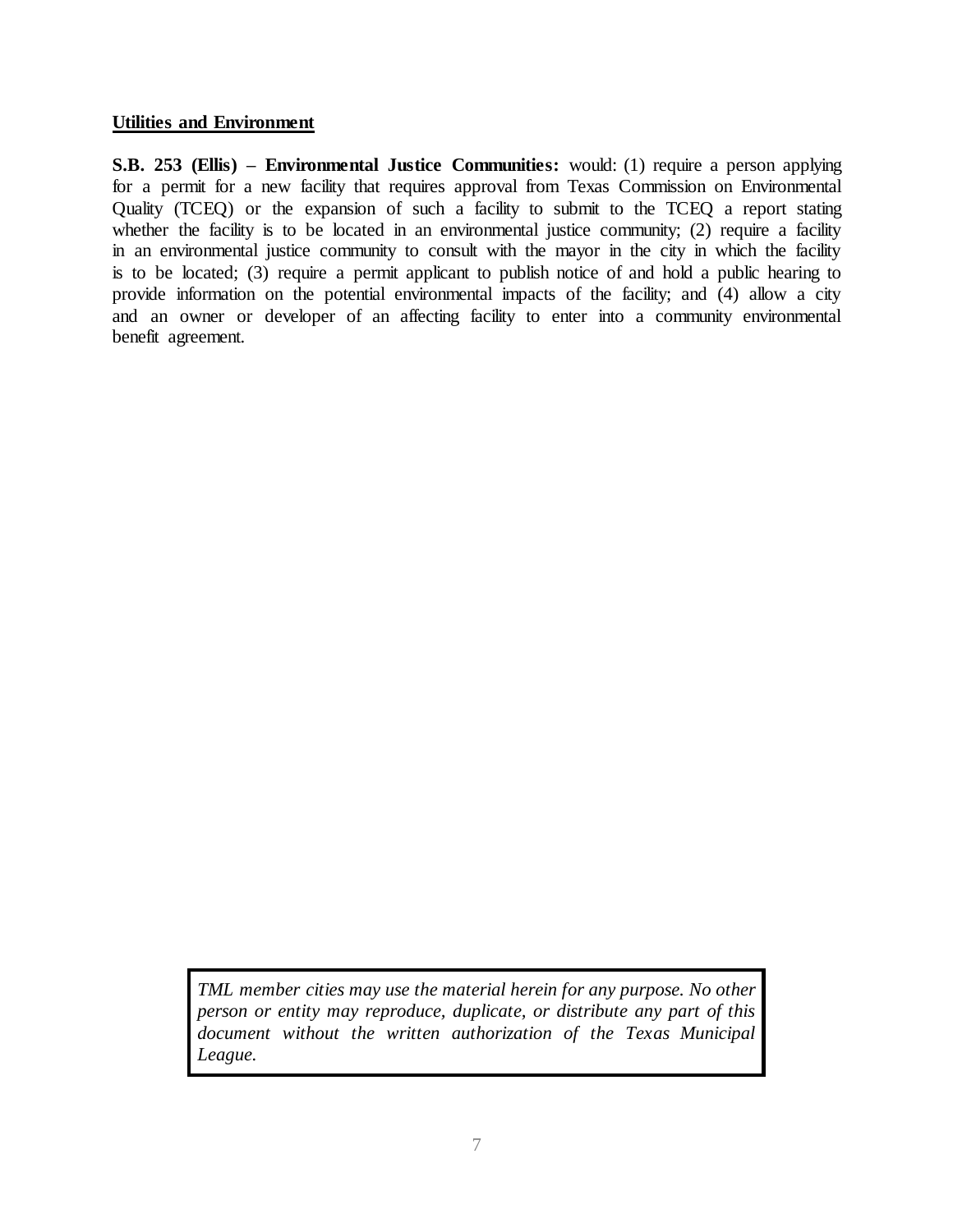**Utilities and Environment**

**S.B. 253 (Ellis) – Environmental Justice Communities:** would: (1) require a person applying for a permit for a new facility that requires approval from Texas Commission on Environmental Quality (TCEQ) or the expansion of such a facility to submit to the TCEQ a report stating whether the facility is to be located in an environmental justice community; (2) require a facility in an environmental justice community to consult with the mayor in the city in which the facility is to be located; (3) require a permit applicant to publish notice of and hold a public hearing to provide information on the potential environmental impacts of the facility; and (4) allow a city and an owner or developer of an affecting facility to enter into a community environmental benefit agreement.

*TML member cities may use the material herein for any purpose. No other person or entity may reproduce, duplicate, or distribute any part of this document without the written authorization of the Texas Municipal League.*